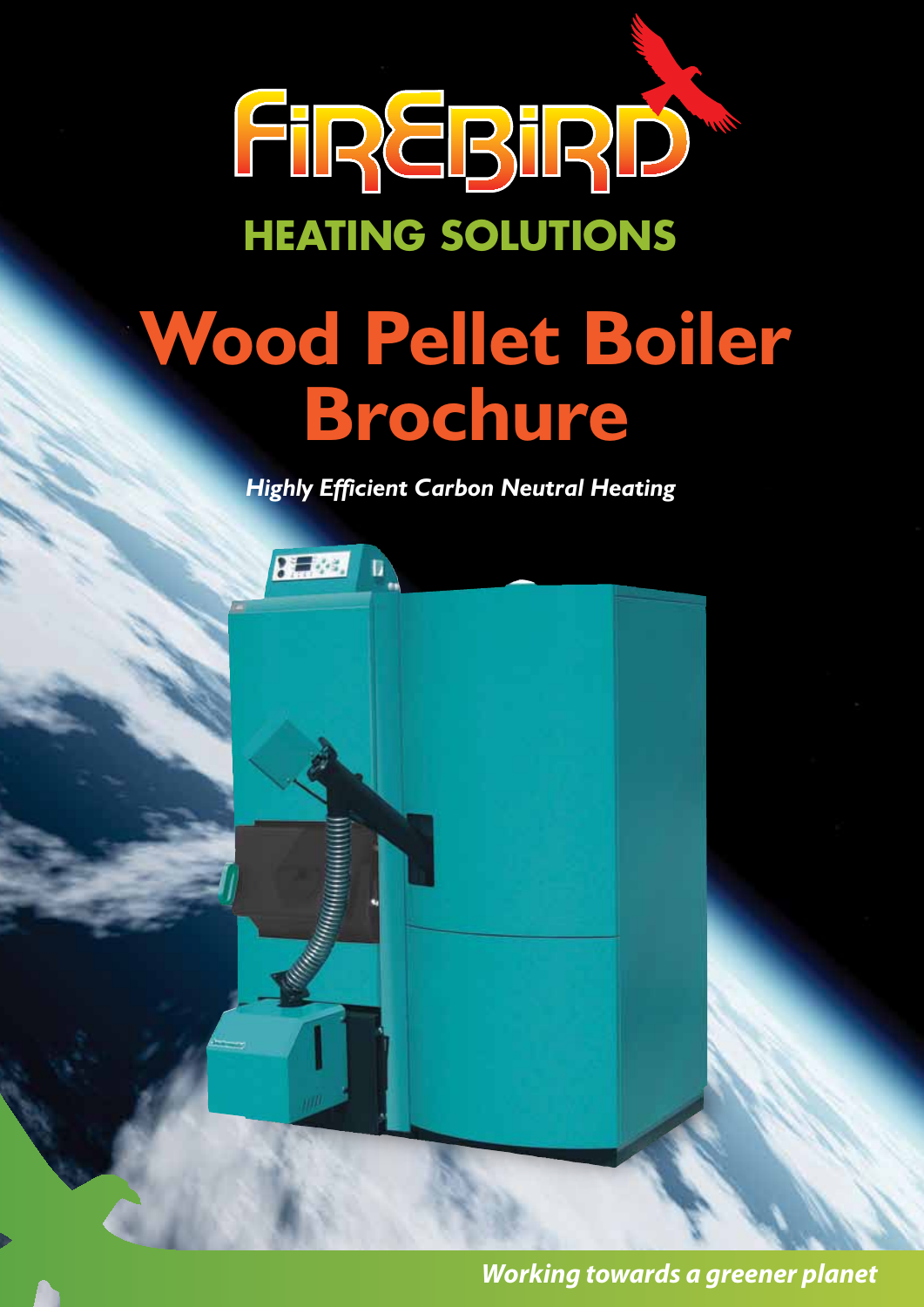# FIREBIRD

## HEATING SOLUTIONS

# Wood Pellet Boiler Brochure

*Highly Efficient Carbon Neutral Heating*

*Working towards a greener planet*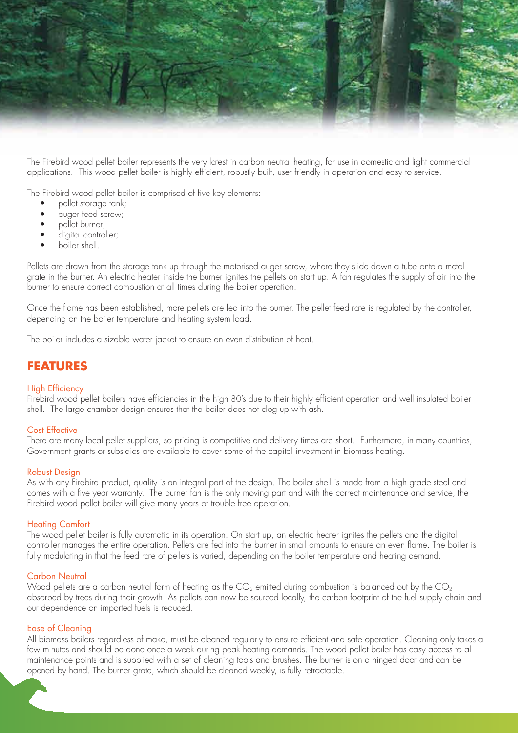The Firebird wood pellet boiler represents the very latest in carbon neutral heating, for use in domestic and light commercial applications. This wood pellet boiler is highly efficient, robustly built, user friendly in operation and easy to service.

The Firebird wood pellet boiler is comprised of five key elements:

- pellet storage tank;
- auger feed screw;
- pellet burner;
- digital controller;
- boiler shell.

Pellets are drawn from the storage tank up through the motorised auger screw, where they slide down a tube onto a metal grate in the burner. An electric heater inside the burner ignites the pellets on start up. A fan regulates the supply of air into the burner to ensure correct combustion at all times during the boiler operation.

Once the flame has been established, more pellets are fed into the burner. The pellet feed rate is regulated by the controller, depending on the boiler temperature and heating system load.

The boiler includes a sizable water jacket to ensure an even distribution of heat.

## FEATURES

### High Efficiency

Firebird wood pellet boilers have efficiencies in the high 80's due to their highly efficient operation and well insulated boiler shell. The large chamber design ensures that the boiler does not clog up with ash.

### Cost Effective

There are many local pellet suppliers, so pricing is competitive and delivery times are short. Furthermore, in many countries, Government grants or subsidies are available to cover some of the capital investment in biomass heating.

### Robust Design

As with any Firebird product, quality is an integral part of the design. The boiler shell is made from a high grade steel and comes with a five year warranty. The burner fan is the only moving part and with the correct maintenance and service, the Firebird wood pellet boiler will give many years of trouble free operation.

### Heating Comfort

The wood pellet boiler is fully automatic in its operation. On start up, an electric heater ignites the pellets and the digital controller manages the entire operation. Pellets are fed into the burner in small amounts to ensure an even flame. The boiler is fully modulating in that the feed rate of pellets is varied, depending on the boiler temperature and heating demand.

### Carbon Neutral

Wood pellets are a carbon neutral form of heating as the $CO_2$ emitted during combustion is balanced out by the $CO_2$ absorbed by trees during their growth. As pellets can now be sourced locally, the carbon footprint of the fuel supply chain and our dependence on imported fuels is reduced.

### Ease of Cleaning

All biomass boilers regardless of make, must be cleaned regularly to ensure efficient and safe operation. Cleaning only takes a few minutes and should be done once a week during peak heating demands. The wood pellet boiler has easy access to all maintenance points and is supplied with a set of cleaning tools and brushes. The burner is on a hinged door and can be opened by hand. The burner grate, which should be cleaned weekly, is fully retractable.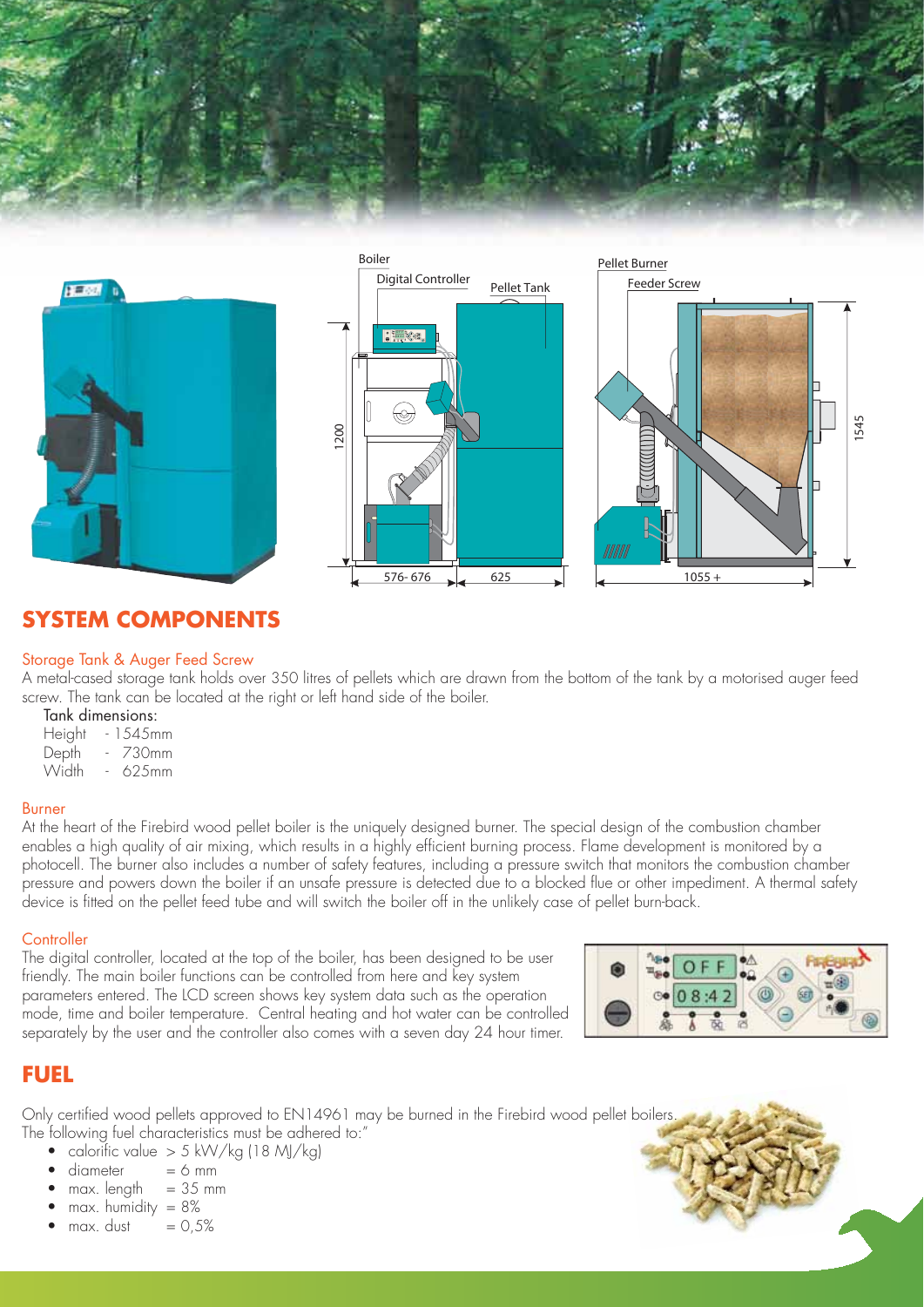## SYSTEM COMPONENTS

### Storage Tank & Auger Feed Screw

A metal-cased storage tank holds over 350 litres of pellets which are drawn from the bottom of the tank by a motorised auger feed screw. The tank can be located at the right or left hand side of the boiler.

Tank dimensions:

Height - 1545mm
Depth - 730mm
Width - 625mm

### Burner

At the heart of the Firebird wood pellet boiler is the uniquely designed burner. The special design of the combustion chamber enables a high quality of air mixing, which results in a highly efficient burning process. Flame development is monitored by a photocell. The burner also includes a number of safety features, including a pressure switch that monitors the combustion chamber pressure and powers down the boiler if an unsafe pressure is detected due to a blocked flue or other impediment. A thermal safety device is fitted on the pellet feed tube and will switch the boiler off in the unlikely case of pellet burn-back.

### Controller

The digital controller, located at the top of the boiler, has been designed to be user friendly. The main boiler functions can be controlled from here and key system parameters entered. The LCD screen shows key system data such as the operation mode, time and boiler temperature. Central heating and hot water can be controlled separately by the user and the controller also comes with a seven day 24 hour timer.

## FUEL

Only certified wood pellets approved to EN14961 may be burned in the Firebird wood pellet boilers. The following fuel characteristics must be adhered to:"

- calorific value > 5 kW/kg (18 MJ/kg)
- diameter = 6 mm
- max. length = 35 mm
- max. humidity = 8%
- max. dust = 0,5%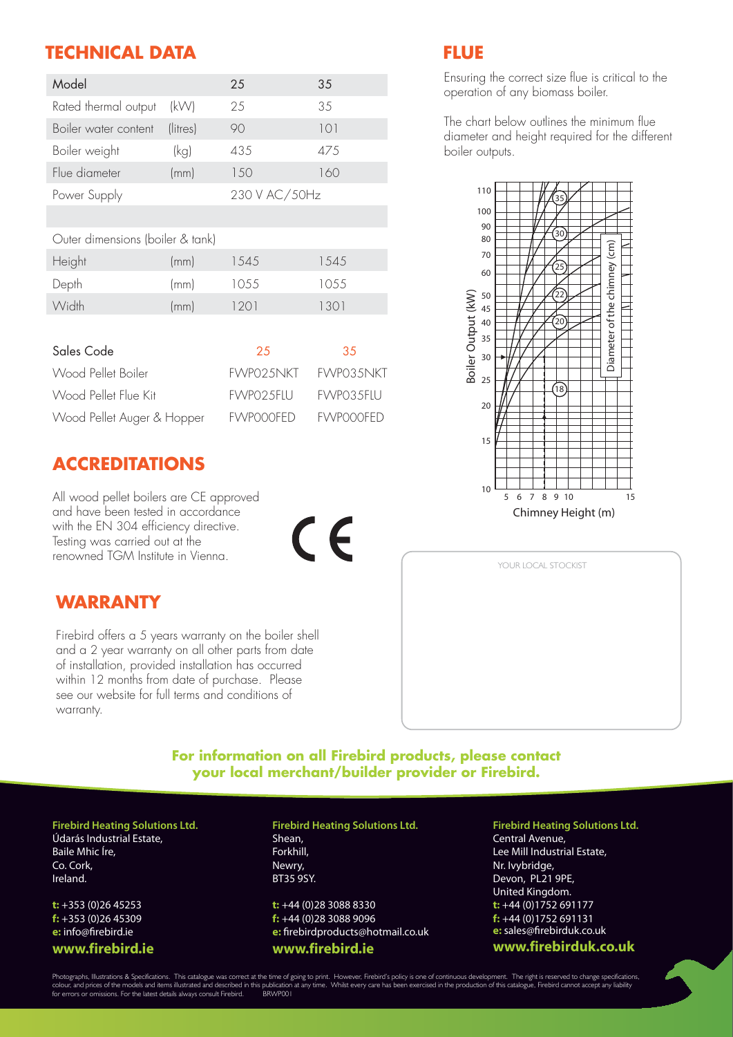## TECHNICAL DATA

| Model | | 25 | 35 |
|---|---|---|---|
| Rated thermal output | (kW) | 25 | 35 |
| Boiler water content | (litres) | 90 | 101 |
| Boiler weight | (kg) | 435 | 475 |
| Flue diameter | (mm) | 150 | 160 |
| Power Supply | | 230 V AC/50Hz | |
| | | | |
| Outer dimensions (boiler & tank) | | | |
| Height | (mm) | 1545 | 1545 |
| Depth | (mm) | 1055 | 1055 |
| Width | (mm) | 1201 | 1301 |

| Sales Code | 25 | 35 |
|---|---|---|
| Wood Pellet Boiler | FWP025NKT | FWP035NKT |
| Wood Pellet Flue Kit | FWP025FLU | FWP035FLU |
| Wood Pellet Auger & Hopper | FWP000FED | FWP000FED |

## ACCREDITATIONS

All wood pellet boilers are CE approved and have been tested in accordance with the EN 304 efficiency directive. Testing was carried out at the renowned TGM Institute in Vienna.

CE

## WARRANTY

Firebird offers a 5 years warranty on the boiler shell and a 2 year warranty on all other parts from date of installation, provided installation has occurred within 12 months from date of purchase. Please see our website for full terms and conditions of warranty.

## FLUE

Ensuring the correct size flue is critical to the operation of any biomass boiler.

The chart below outlines the minimum flue diameter and height required for the different boiler outputs.

Boiler Output (kW)

110
100
90
80
70
60
50
45
40
35
30
25
20
15
10

35
30
25
22
20
18

Diameter of the chimney (cm)

5 6 7 8 9 10 15

Chimney Height (m)

YOUR LOCAL STOCKIST

**For information on all Firebird products, please contact your local merchant/builder provider or Firebird.**

**Firebird Heating Solutions Ltd.**
Údarás Industrial Estate,
Baile Mhic Íre,
Co. Cork,
Ireland.

**t:** +353 (0)26 45253
**f:** +353 (0)26 45309
**e:** info@firebird.ie
**www.firebird.ie**

**Firebird Heating Solutions Ltd.**
Shean,
Forkhill,
Newry,
BT35 9SY.

**t:** +44 (0)28 3088 8330
**f:** +44 (0)28 3088 9096
**e:** firebirdproducts@hotmail.co.uk
**www.firebird.ie**

**Firebird Heating Solutions Ltd.**
Central Avenue,
Lee Mill Industrial Estate,
Nr. Ivybridge,
Devon, PL21 9PE,
United Kingdom.
**t:** +44 (0)1752 691177
**f:** +44 (0)1752 691131
**e:** sales@firebirduk.co.uk
**www.firebirduk.co.uk**

Photographs, Illustrations & Specifications. This catalogue was correct at the time of going to print. However, Firebird's policy is one of continuous development. The right is reserved to change specifications, colour, and prices of the models and items illustrated and described in this publication at any time. Whilst every care has been exercised in the production of this catalogue, Firebird cannot accept any liability for errors or omissions. For the latest details always consult Firebird. BRWP001